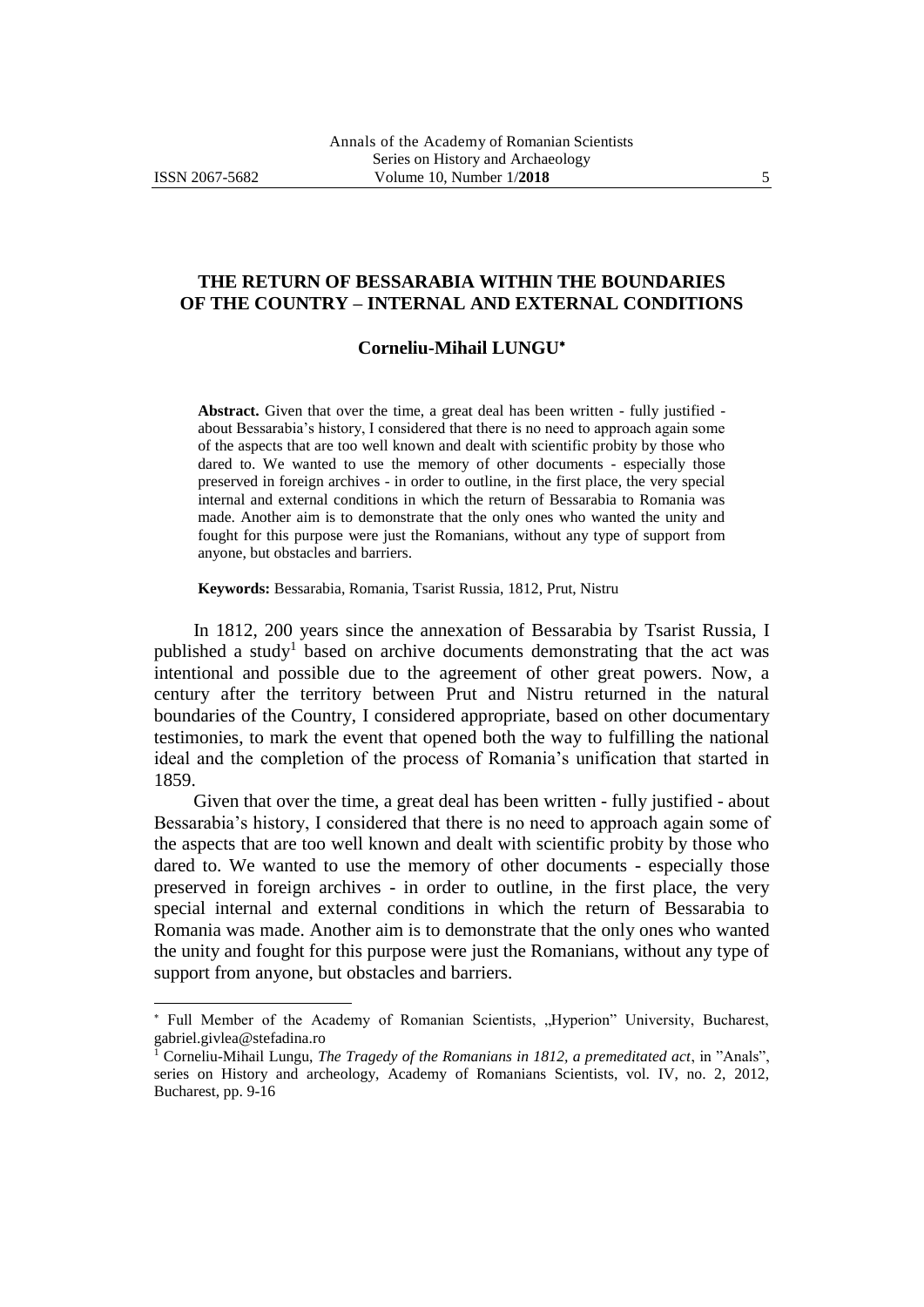# THE RETURN OF BESSARABIA WITHIN THE BOUNDARIES OF THE COUNTRY – INTERNAL AND EXTERNAL CONDITIONS

**Corneliu-Mihail LUNGU**[*]

**Abstract.** Given that over the time, a great deal has been written - fully justified - about Bessarabia's history, I considered that there is no need to approach again some of the aspects that are too well known and dealt with scientific probity by those who dared to. We wanted to use the memory of other documents - especially those preserved in foreign archives - in order to outline, in the first place, the very special internal and external conditions in which the return of Bessarabia to Romania was made. Another aim is to demonstrate that the only ones who wanted the unity and fought for this purpose were just the Romanians, without any type of support from anyone, but obstacles and barriers.

**Keywords:** Bessarabia, Romania, Tsarist Russia, 1812, Prut, Nistru

In 1812, 200 years since the annexation of Bessarabia by Tsarist Russia, I published a study[1] based on archive documents demonstrating that the act was intentional and possible due to the agreement of other great powers. Now, a century after the territory between Prut and Nistru returned in the natural boundaries of the Country, I considered appropriate, based on other documentary testimonies, to mark the event that opened both the way to fulfilling the national ideal and the completion of the process of Romania's unification that started in 1859.

Given that over the time, a great deal has been written - fully justified - about Bessarabia's history, I considered that there is no need to approach again some of the aspects that are too well known and dealt with scientific probity by those who dared to. We wanted to use the memory of other documents - especially those preserved in foreign archives - in order to outline, in the first place, the very special internal and external conditions in which the return of Bessarabia to Romania was made. Another aim is to demonstrate that the only ones who wanted the unity and fought for this purpose were just the Romanians, without any type of support from anyone, but obstacles and barriers.

---

[*] Full Member of the Academy of Romanian Scientists, „Hyperion" University, Bucharest, gabriel.givlea@stefadina.ro

[1] Corneliu-Mihail Lungu, *The Tragedy of the Romanians in 1812, a premeditated act*, in "Anals", series on History and archeology, Academy of Romanians Scientists, vol. IV, no. 2, 2012, Bucharest, pp. 9-16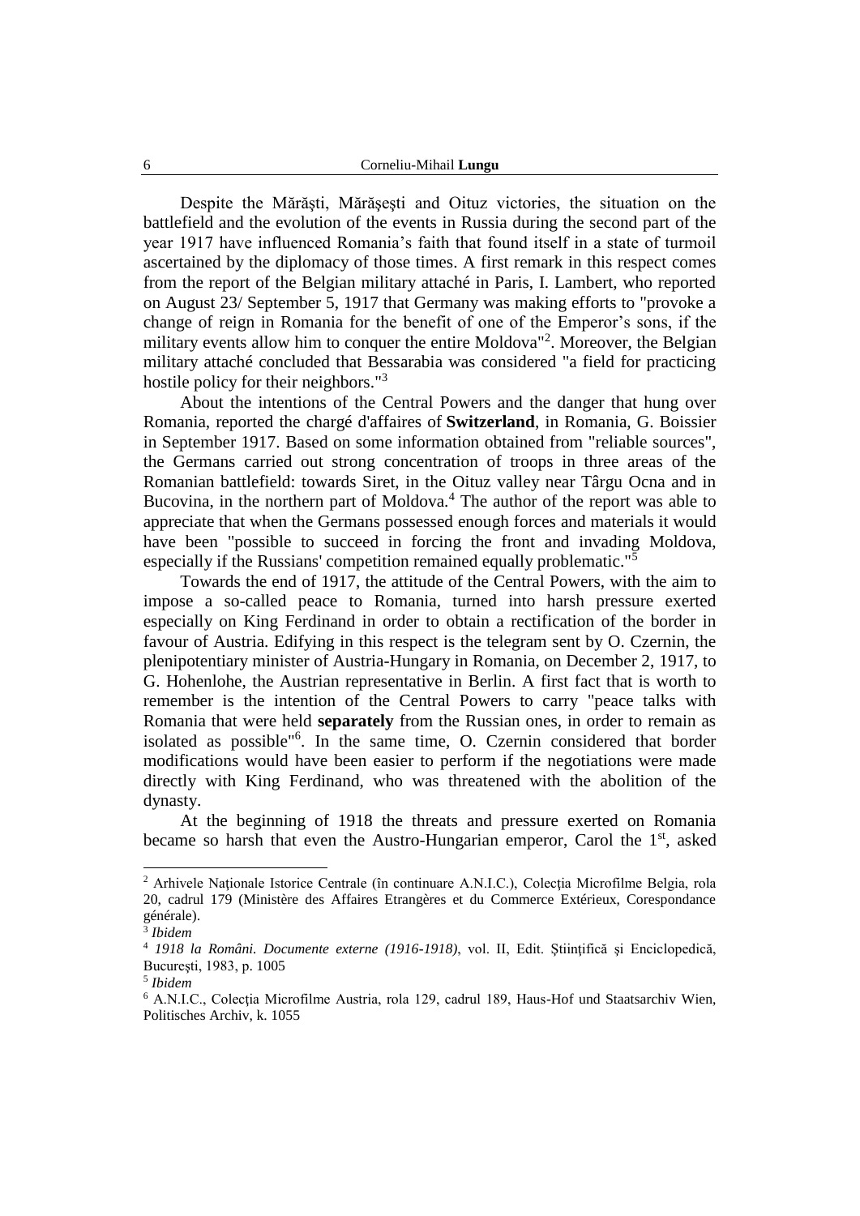Despite the Mărăşti, Mărăşeşti and Oituz victories, the situation on the battlefield and the evolution of the events in Russia during the second part of the year 1917 have influenced Romania's faith that found itself in a state of turmoil ascertained by the diplomacy of those times. A first remark in this respect comes from the report of the Belgian military attaché in Paris, I. Lambert, who reported on August 23/ September 5, 1917 that Germany was making efforts to "provoke a change of reign in Romania for the benefit of one of the Emperor's sons, if the military events allow him to conquer the entire Moldova"[2]. Moreover, the Belgian military attaché concluded that Bessarabia was considered "a field for practicing hostile policy for their neighbors."[3]

About the intentions of the Central Powers and the danger that hung over Romania, reported the chargé d'affaires of **Switzerland**, in Romania, G. Boissier in September 1917. Based on some information obtained from "reliable sources", the Germans carried out strong concentration of troops in three areas of the Romanian battlefield: towards Siret, in the Oituz valley near Târgu Ocna and in Bucovina, in the northern part of Moldova.[4] The author of the report was able to appreciate that when the Germans possessed enough forces and materials it would have been "possible to succeed in forcing the front and invading Moldova, especially if the Russians' competition remained equally problematic."[5]

Towards the end of 1917, the attitude of the Central Powers, with the aim to impose a so-called peace to Romania, turned into harsh pressure exerted especially on King Ferdinand in order to obtain a rectification of the border in favour of Austria. Edifying in this respect is the telegram sent by O. Czernin, the plenipotentiary minister of Austria-Hungary in Romania, on December 2, 1917, to G. Hohenlohe, the Austrian representative in Berlin. A first fact that is worth to remember is the intention of the Central Powers to carry "peace talks with Romania that were held **separately** from the Russian ones, in order to remain as isolated as possible"[6]. In the same time, O. Czernin considered that border modifications would have been easier to perform if the negotiations were made directly with King Ferdinand, who was threatened with the abolition of the dynasty.

At the beginning of 1918 the threats and pressure exerted on Romania became so harsh that even the Austro-Hungarian emperor, Carol the 1st, asked

---

[2] Arhivele Naţionale Istorice Centrale (în continuare A.N.I.C.), Colecţia Microfilme Belgia, rola 20, cadrul 179 (Ministère des Affaires Etrangères et du Commerce Extérieux, Corespondance générale).

[3] *Ibidem*

[4] *1918 la Români. Documente externe (1916-1918)*, vol. II, Edit. Ştiinţifică şi Enciclopedică, Bucureşti, 1983, p. 1005

[5] *Ibidem*

[6] A.N.I.C., Colecţia Microfilme Austria, rola 129, cadrul 189, Haus-Hof und Staatsarchiv Wien, Politisches Archiv, k. 1055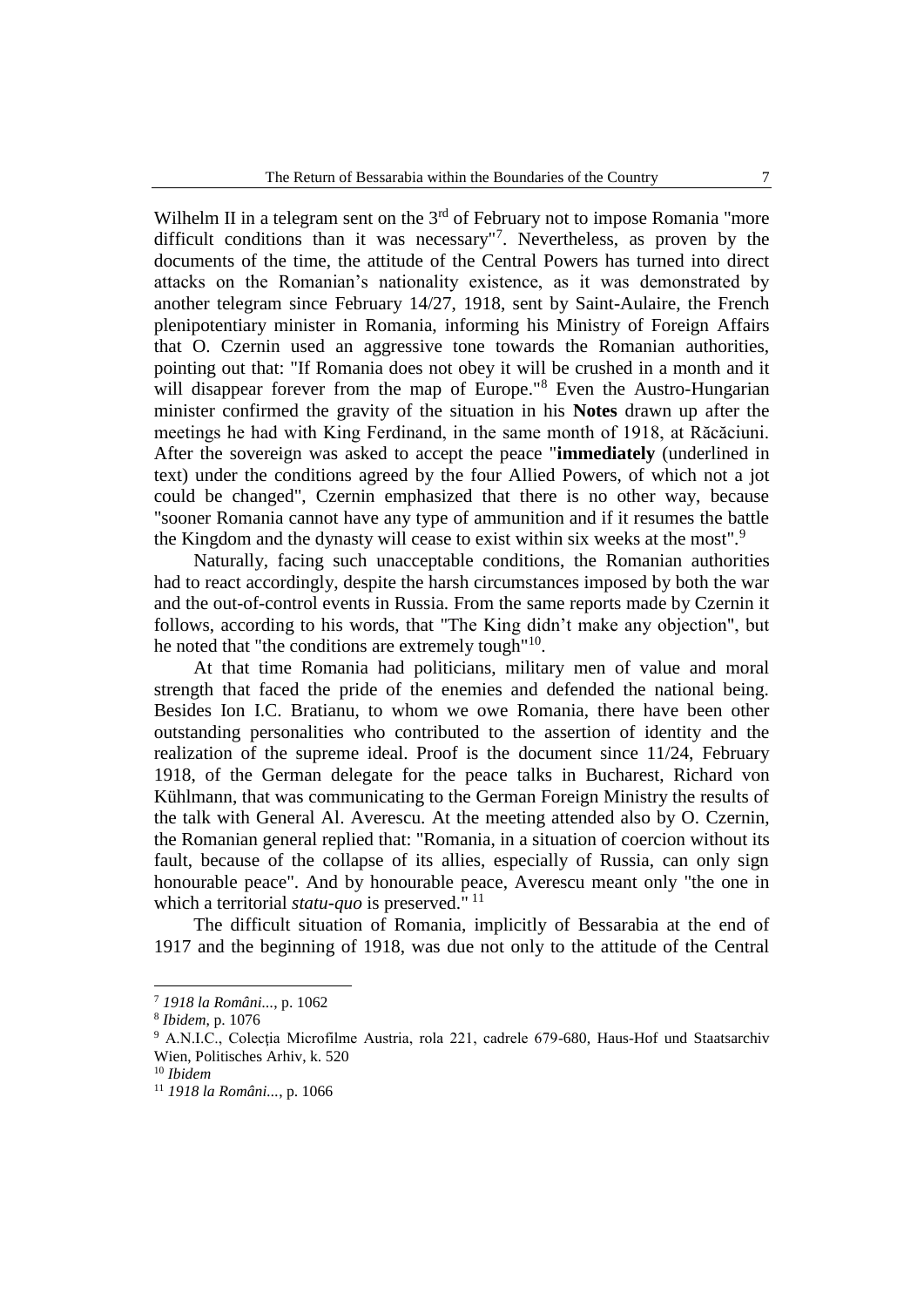Wilhelm II in a telegram sent on the 3rd of February not to impose Romania "more difficult conditions than it was necessary"[7]. Nevertheless, as proven by the documents of the time, the attitude of the Central Powers has turned into direct attacks on the Romanian's nationality existence, as it was demonstrated by another telegram since February 14/27, 1918, sent by Saint-Aulaire, the French plenipotentiary minister in Romania, informing his Ministry of Foreign Affairs that O. Czernin used an aggressive tone towards the Romanian authorities, pointing out that: "If Romania does not obey it will be crushed in a month and it will disappear forever from the map of Europe."[8] Even the Austro-Hungarian minister confirmed the gravity of the situation in his **Notes** drawn up after the meetings he had with King Ferdinand, in the same month of 1918, at Răcăciuni. After the sovereign was asked to accept the peace "**immediately** (underlined in text) under the conditions agreed by the four Allied Powers, of which not a jot could be changed", Czernin emphasized that there is no other way, because "sooner Romania cannot have any type of ammunition and if it resumes the battle the Kingdom and the dynasty will cease to exist within six weeks at the most".[9]

Naturally, facing such unacceptable conditions, the Romanian authorities had to react accordingly, despite the harsh circumstances imposed by both the war and the out-of-control events in Russia. From the same reports made by Czernin it follows, according to his words, that "The King didn't make any objection", but he noted that "the conditions are extremely tough"[10].

At that time Romania had politicians, military men of value and moral strength that faced the pride of the enemies and defended the national being. Besides Ion I.C. Bratianu, to whom we owe Romania, there have been other outstanding personalities who contributed to the assertion of identity and the realization of the supreme ideal. Proof is the document since 11/24, February 1918, of the German delegate for the peace talks in Bucharest, Richard von Kühlmann, that was communicating to the German Foreign Ministry the results of the talk with General Al. Averescu. At the meeting attended also by O. Czernin, the Romanian general replied that: "Romania, in a situation of coercion without its fault, because of the collapse of its allies, especially of Russia, can only sign honourable peace". And by honourable peace, Averescu meant only "the one in which a territorial *statu-quo* is preserved." [11]

The difficult situation of Romania, implicitly of Bessarabia at the end of 1917 and the beginning of 1918, was due not only to the attitude of the Central

---

[7] *1918 la Români...*, p. 1062

[8] *Ibidem*, p. 1076

[9] A.N.I.C., Colecția Microfilme Austria, rola 221, cadrele 679-680, Haus-Hof und Staatsarchiv Wien, Politisches Arhiv, k. 520

[10] *Ibidem*

[11] *1918 la Români...*, p. 1066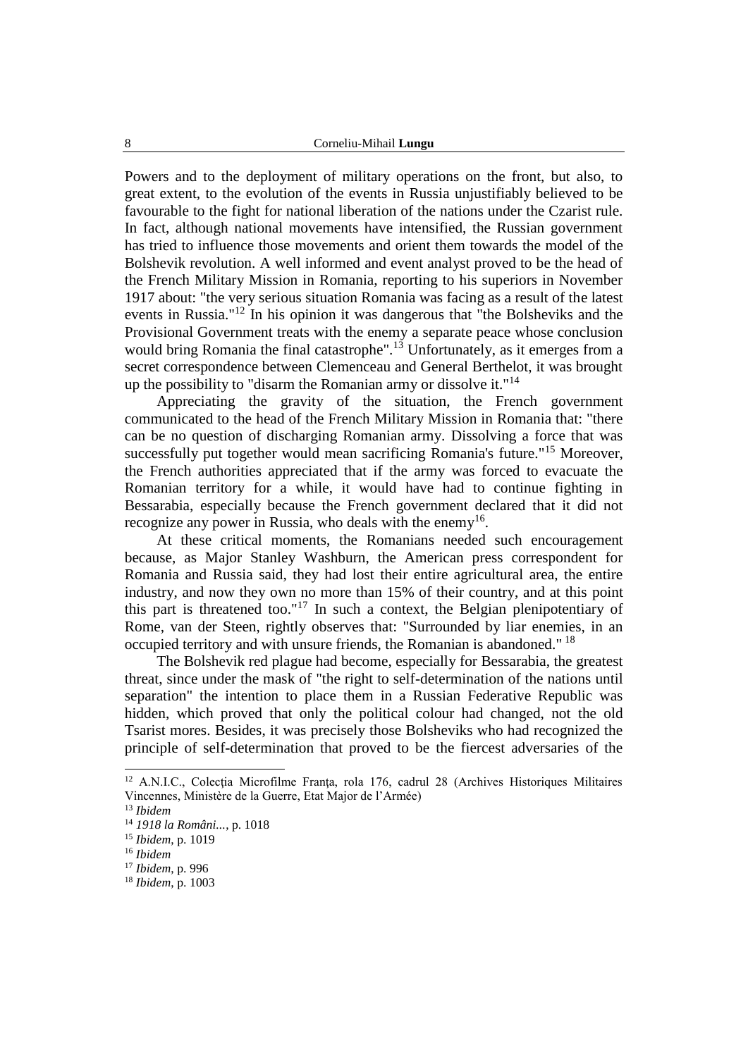Powers and to the deployment of military operations on the front, but also, to great extent, to the evolution of the events in Russia unjustifiably believed to be favourable to the fight for national liberation of the nations under the Czarist rule. In fact, although national movements have intensified, the Russian government has tried to influence those movements and orient them towards the model of the Bolshevik revolution. A well informed and event analyst proved to be the head of the French Military Mission in Romania, reporting to his superiors in November 1917 about: "the very serious situation Romania was facing as a result of the latest events in Russia."[12] In his opinion it was dangerous that "the Bolsheviks and the Provisional Government treats with the enemy a separate peace whose conclusion would bring Romania the final catastrophe".[13] Unfortunately, as it emerges from a secret correspondence between Clemenceau and General Berthelot, it was brought up the possibility to "disarm the Romanian army or dissolve it."[14]

Appreciating the gravity of the situation, the French government communicated to the head of the French Military Mission in Romania that: "there can be no question of discharging Romanian army. Dissolving a force that was successfully put together would mean sacrificing Romania's future."[15] Moreover, the French authorities appreciated that if the army was forced to evacuate the Romanian territory for a while, it would have had to continue fighting in Bessarabia, especially because the French government declared that it did not recognize any power in Russia, who deals with the enemy[16].

At these critical moments, the Romanians needed such encouragement because, as Major Stanley Washburn, the American press correspondent for Romania and Russia said, they had lost their entire agricultural area, the entire industry, and now they own no more than 15% of their country, and at this point this part is threatened too."[17] In such a context, the Belgian plenipotentiary of Rome, van der Steen, rightly observes that: "Surrounded by liar enemies, in an occupied territory and with unsure friends, the Romanian is abandoned." [18]

The Bolshevik red plague had become, especially for Bessarabia, the greatest threat, since under the mask of "the right to self-determination of the nations until separation" the intention to place them in a Russian Federative Republic was hidden, which proved that only the political colour had changed, not the old Tsarist mores. Besides, it was precisely those Bolsheviks who had recognized the principle of self-determination that proved to be the fiercest adversaries of the

---

[12] A.N.I.C., Colecția Microfilme Franța, rola 176, cadrul 28 (Archives Historiques Militaires Vincennes, Ministère de la Guerre, Etat Major de l'Armée)

[13] *Ibidem*

[14] *1918 la Români...*, p. 1018

[15] *Ibidem*, p. 1019

[16] *Ibidem*

[17] *Ibidem*, p. 996

[18] *Ibidem*, p. 1003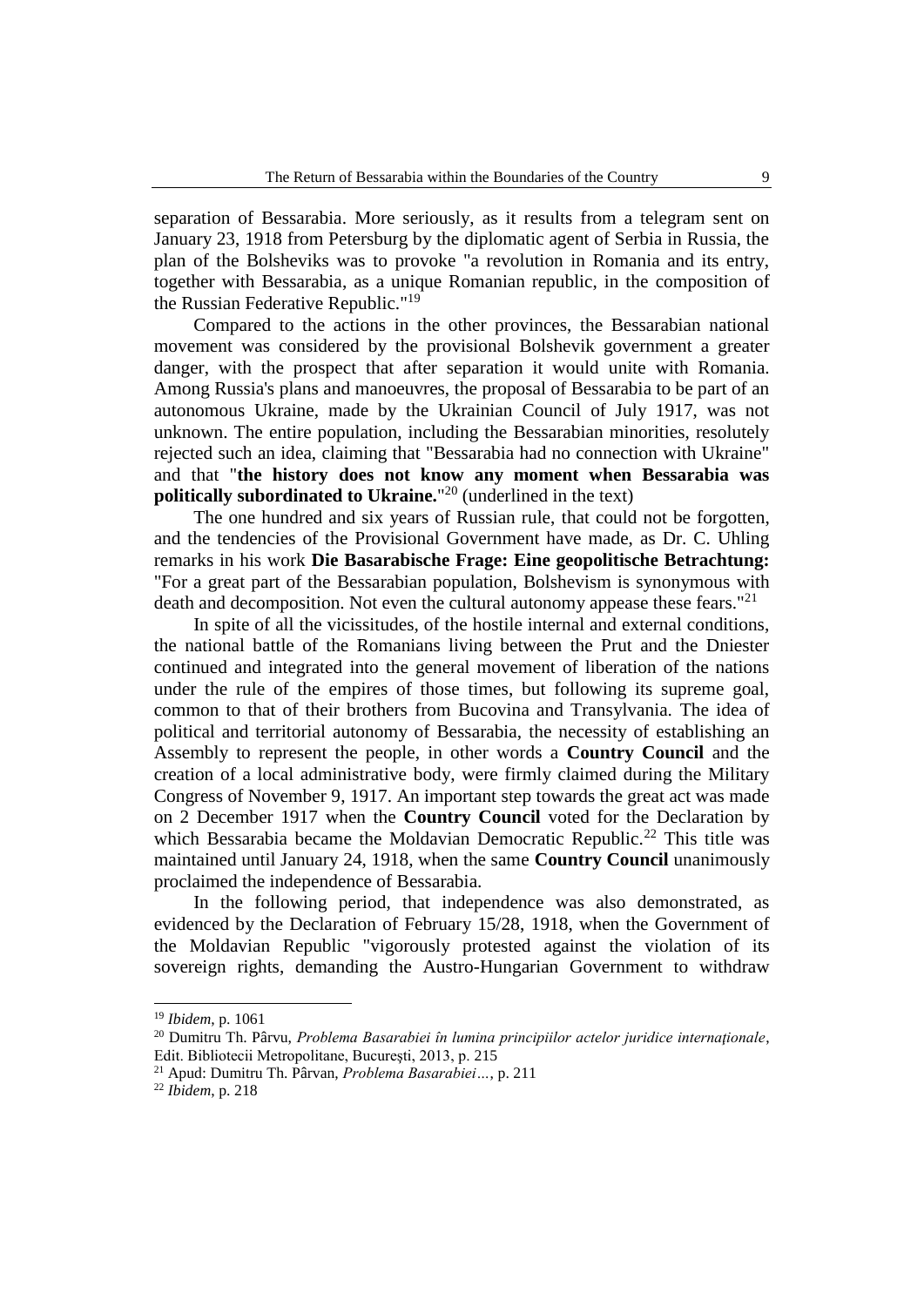separation of Bessarabia. More seriously, as it results from a telegram sent on January 23, 1918 from Petersburg by the diplomatic agent of Serbia in Russia, the plan of the Bolsheviks was to provoke "a revolution in Romania and its entry, together with Bessarabia, as a unique Romanian republic, in the composition of the Russian Federative Republic."[19]

Compared to the actions in the other provinces, the Bessarabian national movement was considered by the provisional Bolshevik government a greater danger, with the prospect that after separation it would unite with Romania. Among Russia's plans and manoeuvres, the proposal of Bessarabia to be part of an autonomous Ukraine, made by the Ukrainian Council of July 1917, was not unknown. The entire population, including the Bessarabian minorities, resolutely rejected such an idea, claiming that "Bessarabia had no connection with Ukraine" and that "**the history does not know any moment when Bessarabia was politically subordinated to Ukraine.**"[20] (underlined in the text)

The one hundred and six years of Russian rule, that could not be forgotten, and the tendencies of the Provisional Government have made, as Dr. C. Uhling remarks in his work **Die Basarabische Frage: Eine geopolitische Betrachtung:** "For a great part of the Bessarabian population, Bolshevism is synonymous with death and decomposition. Not even the cultural autonomy appease these fears."[21]

In spite of all the vicissitudes, of the hostile internal and external conditions, the national battle of the Romanians living between the Prut and the Dniester continued and integrated into the general movement of liberation of the nations under the rule of the empires of those times, but following its supreme goal, common to that of their brothers from Bucovina and Transylvania. The idea of political and territorial autonomy of Bessarabia, the necessity of establishing an Assembly to represent the people, in other words a **Country Council** and the creation of a local administrative body, were firmly claimed during the Military Congress of November 9, 1917. An important step towards the great act was made on 2 December 1917 when the **Country Council** voted for the Declaration by which Bessarabia became the Moldavian Democratic Republic.[22] This title was maintained until January 24, 1918, when the same **Country Council** unanimously proclaimed the independence of Bessarabia.

In the following period, that independence was also demonstrated, as evidenced by the Declaration of February 15/28, 1918, when the Government of the Moldavian Republic "vigorously protested against the violation of its sovereign rights, demanding the Austro-Hungarian Government to withdraw

---

[19] *Ibidem*, p. 1061

[20] Dumitru Th. Pârvu, *Problema Basarabiei în lumina principiilor actelor juridice internaționale*, Edit. Bibliotecii Metropolitane, București, 2013, p. 215

[21] Apud: Dumitru Th. Pârvan, *Problema Basarabiei…*, p. 211

[22] *Ibidem*, p. 218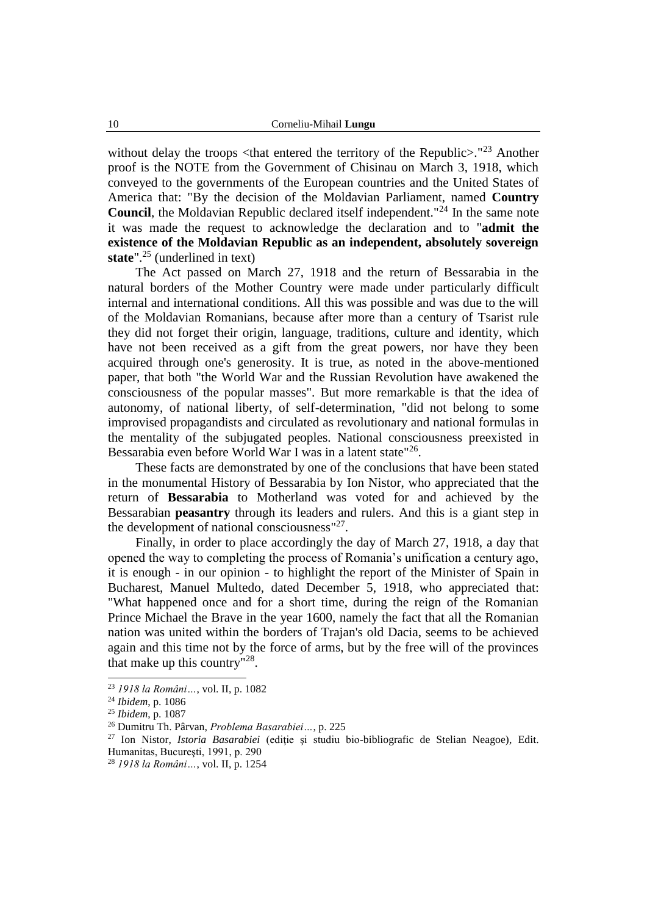without delay the troops <that entered the territory of the Republic>."[23] Another proof is the NOTE from the Government of Chisinau on March 3, 1918, which conveyed to the governments of the European countries and the United States of America that: "By the decision of the Moldavian Parliament, named **Country Council**, the Moldavian Republic declared itself independent."[24] In the same note it was made the request to acknowledge the declaration and to "**admit the existence of the Moldavian Republic as an independent, absolutely sovereign state**".[25] (underlined in text)

The Act passed on March 27, 1918 and the return of Bessarabia in the natural borders of the Mother Country were made under particularly difficult internal and international conditions. All this was possible and was due to the will of the Moldavian Romanians, because after more than a century of Tsarist rule they did not forget their origin, language, traditions, culture and identity, which have not been received as a gift from the great powers, nor have they been acquired through one's generosity. It is true, as noted in the above-mentioned paper, that both "the World War and the Russian Revolution have awakened the consciousness of the popular masses". But more remarkable is that the idea of autonomy, of national liberty, of self-determination, "did not belong to some improvised propagandists and circulated as revolutionary and national formulas in the mentality of the subjugated peoples. National consciousness preexisted in Bessarabia even before World War I was in a latent state"[26].

These facts are demonstrated by one of the conclusions that have been stated in the monumental History of Bessarabia by Ion Nistor, who appreciated that the return of **Bessarabia** to Motherland was voted for and achieved by the Bessarabian **peasantry** through its leaders and rulers. And this is a giant step in the development of national consciousness"[27].

Finally, in order to place accordingly the day of March 27, 1918, a day that opened the way to completing the process of Romania's unification a century ago, it is enough - in our opinion - to highlight the report of the Minister of Spain in Bucharest, Manuel Multedo, dated December 5, 1918, who appreciated that: "What happened once and for a short time, during the reign of the Romanian Prince Michael the Brave in the year 1600, namely the fact that all the Romanian nation was united within the borders of Trajan's old Dacia, seems to be achieved again and this time not by the force of arms, but by the free will of the provinces that make up this country"[28].

---

[23] *1918 la Români…*, vol. II, p. 1082

[24] *Ibidem*, p. 1086

[25] *Ibidem*, p. 1087

[26] Dumitru Th. Pârvan, *Problema Basarabiei…*, p. 225

[27] Ion Nistor, *Istoria Basarabiei* (ediție și studiu bio-bibliografic de Stelian Neagoe), Edit. Humanitas, București, 1991, p. 290

[28] *1918 la Români…*, vol. II, p. 1254